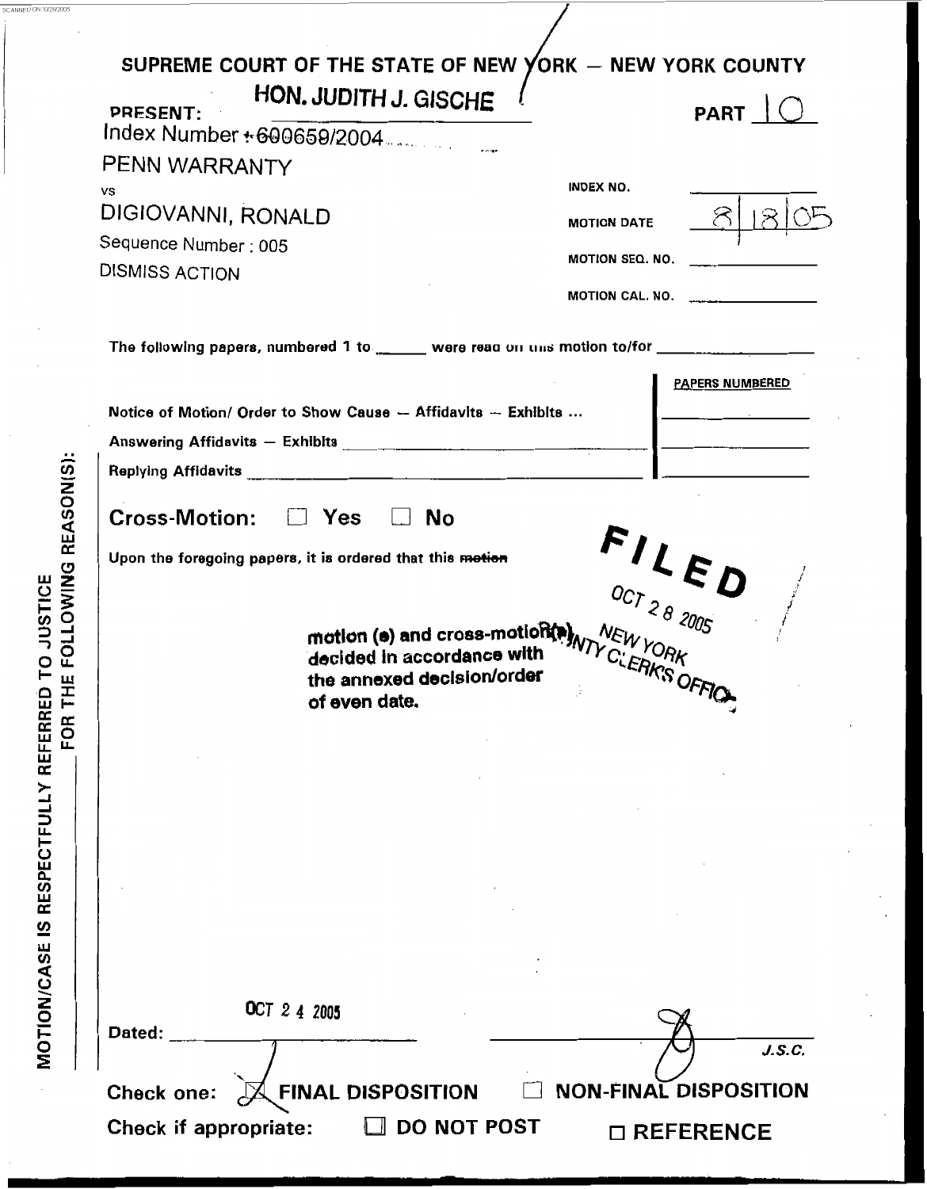SCANNED ON 10/28/2005

# SUPREME COURT OF THE STATE OF NEW YORK — NEW YORK COUNTY

PRESENT: **HON. JUDITH J. GISCHE**

PART 10

Index Number : 600659/2004

PENN WARRANTY

vs

DIGIOVANNI, RONALD

Sequence Number : 005

DISMISS ACTION

INDEX NO. ______

MOTION DATE 8/18/05

MOTION SEQ. NO. ______

MOTION CAL. NO. ______

The following papers, numbered 1 to ______ were read on this motion to/for ______

| | PAPERS NUMBERED |
|---|---|
| Notice of Motion/ Order to Show Cause — Affidavits — Exhibits ... | |
| Answering Affidavits — Exhibits | |
| Replying Affidavits | |

**Cross-Motion:** ☐ Yes ☐ No

Upon the foregoing papers, it is ordered that this ~~motion~~

**motion (s) and cross-motion(s) decided in accordance with the annexed decision/order of even date.**

**FILED**
OCT 28 2005
NEW YORK COUNTY CLERK'S OFFICE

MOTION/CASE IS RESPECTFULLY REFERRED TO JUSTICE ______ FOR THE FOLLOWING REASON(S):

Dated: OCT 24 2005

______ J.S.C.

Check one: ☒ FINAL DISPOSITION ☐ NON-FINAL DISPOSITION

Check if appropriate: ☐ DO NOT POST ☐ REFERENCE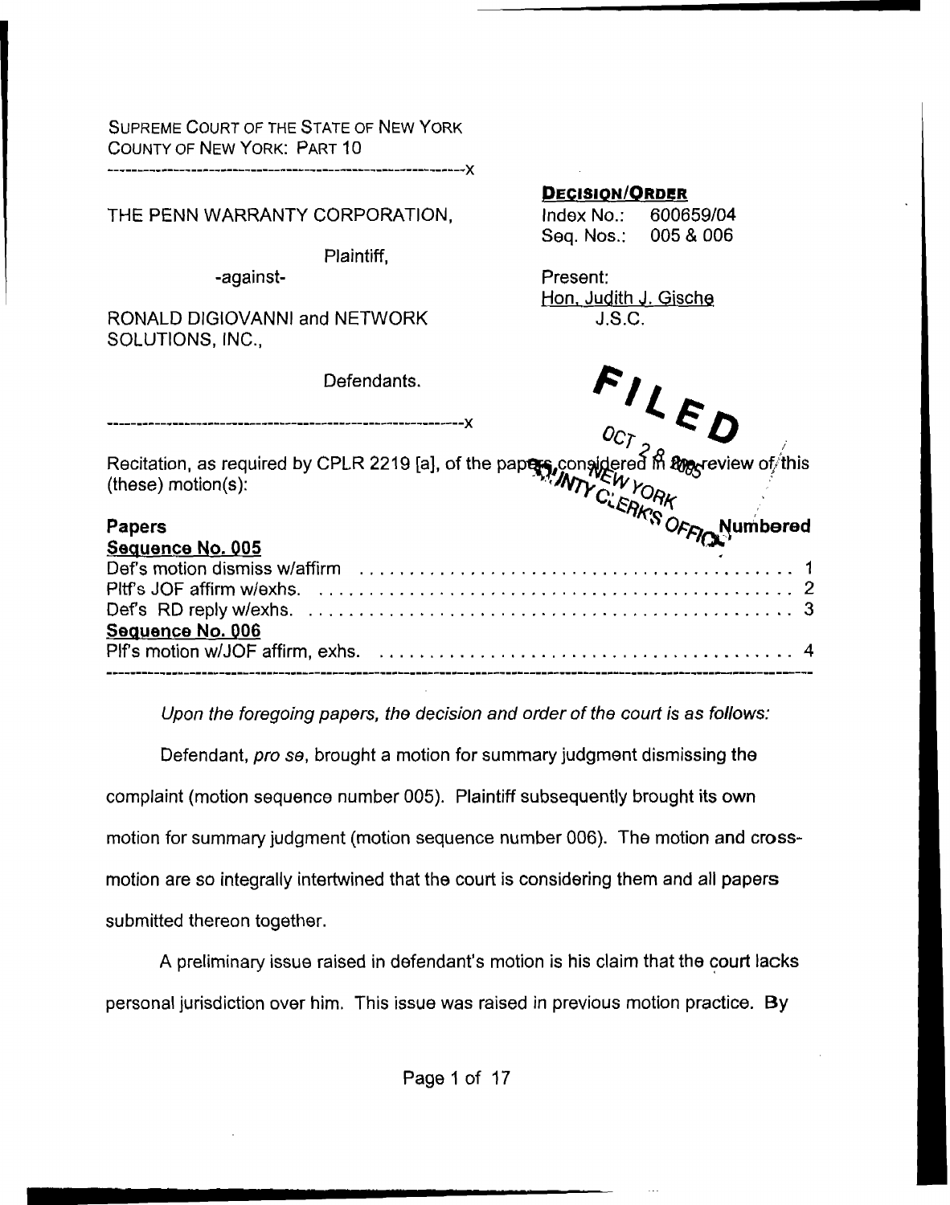SUPREME COURT OF THE STATE OF NEW YORK
COUNTY OF NEW YORK: PART 10

---------------------------------------------------------------X

THE PENN WARRANTY CORPORATION,

Plaintiff,

-against-

RONALD DIGIOVANNI and NETWORK SOLUTIONS, INC.,

Defendants.

---------------------------------------------------------------X

**DECISION/ORDER**

Index No.: 600659/04
Seq. Nos.: 005 & 006

Present:
Hon. Judith J. Gische
J.S.C.

FILED
OCT 28 2005
NEW YORK
COUNTY CLERK'S OFFICE

Recitation, as required by CPLR 2219 [a], of the papers considered in the review of this (these) motion(s):

| **Papers** | **Numbered** |
|---|---|
| **Sequence No. 005** | |
| Def's motion dismiss w/affirm | 1 |
| Pltf's JOF affirm w/exhs. | 2 |
| Def's RD reply w/exhs. | 3 |
| **Sequence No. 006** | |
| Plf's motion w/JOF affirm, exhs. | 4 |

*Upon the foregoing papers, the decision and order of the court is as follows:*

Defendant, *pro se*, brought a motion for summary judgment dismissing the complaint (motion sequence number 005). Plaintiff subsequently brought its own motion for summary judgment (motion sequence number 006). The motion and cross-motion are so integrally intertwined that the court is considering them and all papers submitted thereon together.

A preliminary issue raised in defendant's motion is his claim that the court lacks personal jurisdiction over him. This issue was raised in previous motion practice. By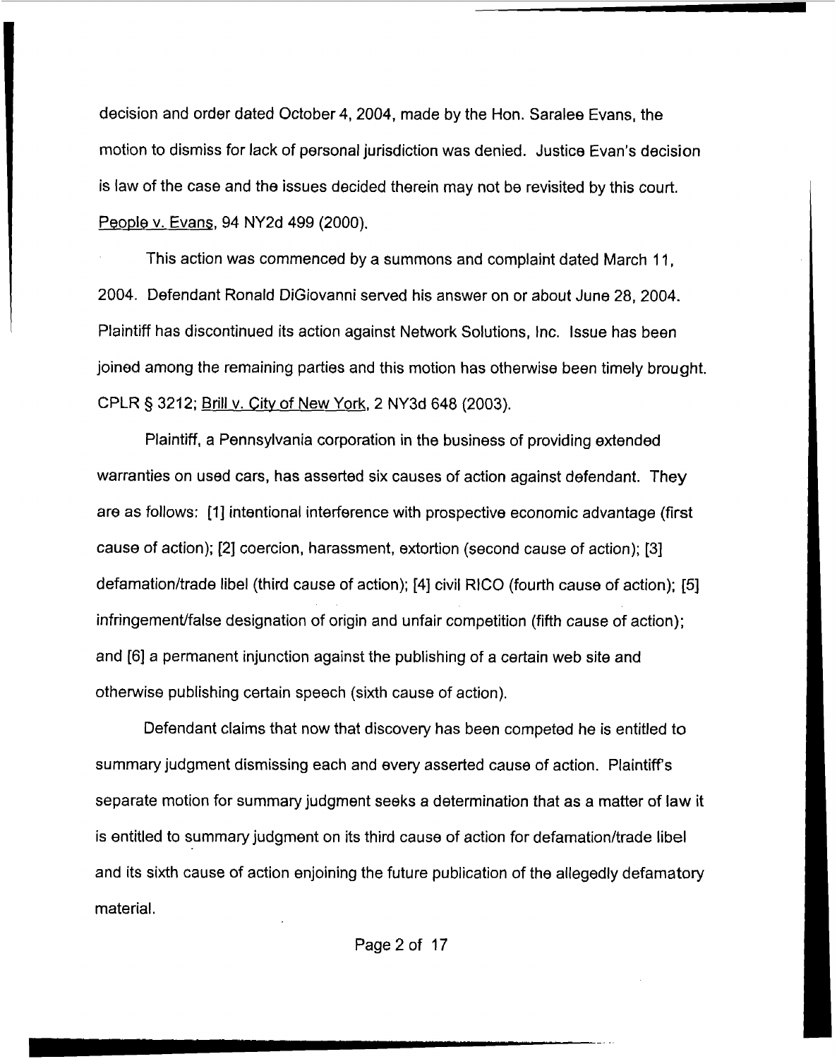decision and order dated October 4, 2004, made by the Hon. Saralee Evans, the motion to dismiss for lack of personal jurisdiction was denied. Justice Evan's decision is law of the case and the issues decided therein may not be revisited by this court. People v. Evans, 94 NY2d 499 (2000).

This action was commenced by a summons and complaint dated March 11, 2004. Defendant Ronald DiGiovanni served his answer on or about June 28, 2004. Plaintiff has discontinued its action against Network Solutions, Inc. Issue has been joined among the remaining parties and this motion has otherwise been timely brought. CPLR § 3212; Brill v. City of New York, 2 NY3d 648 (2003).

Plaintiff, a Pennsylvania corporation in the business of providing extended warranties on used cars, has asserted six causes of action against defendant. They are as follows: [1] intentional interference with prospective economic advantage (first cause of action); [2] coercion, harassment, extortion (second cause of action); [3] defamation/trade libel (third cause of action); [4] civil RICO (fourth cause of action); [5] infringement/false designation of origin and unfair competition (fifth cause of action); and [6] a permanent injunction against the publishing of a certain web site and otherwise publishing certain speech (sixth cause of action).

Defendant claims that now that discovery has been competed he is entitled to summary judgment dismissing each and every asserted cause of action. Plaintiff's separate motion for summary judgment seeks a determination that as a matter of law it is entitled to summary judgment on its third cause of action for defamation/trade libel and its sixth cause of action enjoining the future publication of the allegedly defamatory material.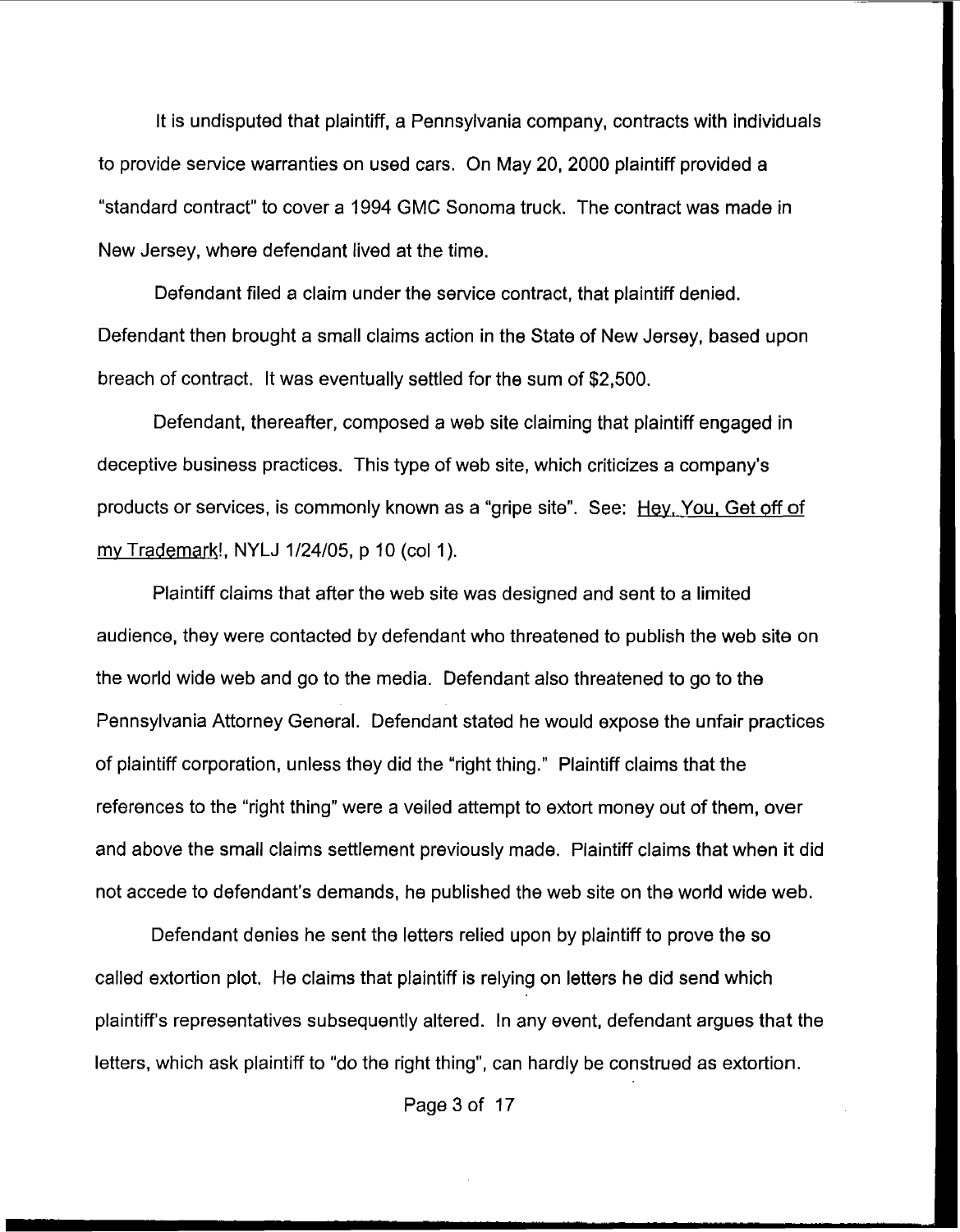It is undisputed that plaintiff, a Pennsylvania company, contracts with individuals to provide service warranties on used cars. On May 20, 2000 plaintiff provided a "standard contract" to cover a 1994 GMC Sonoma truck. The contract was made in New Jersey, where defendant lived at the time.

Defendant filed a claim under the service contract, that plaintiff denied. Defendant then brought a small claims action in the State of New Jersey, based upon breach of contract. It was eventually settled for the sum of $2,500.

Defendant, thereafter, composed a web site claiming that plaintiff engaged in deceptive business practices. This type of web site, which criticizes a company's products or services, is commonly known as a "gripe site". See: Hey, You, Get off of my Trademark!, NYLJ 1/24/05, p 10 (col 1).

Plaintiff claims that after the web site was designed and sent to a limited audience, they were contacted by defendant who threatened to publish the web site on the world wide web and go to the media. Defendant also threatened to go to the Pennsylvania Attorney General. Defendant stated he would expose the unfair practices of plaintiff corporation, unless they did the "right thing." Plaintiff claims that the references to the "right thing" were a veiled attempt to extort money out of them, over and above the small claims settlement previously made. Plaintiff claims that when it did not accede to defendant's demands, he published the web site on the world wide web.

Defendant denies he sent the letters relied upon by plaintiff to prove the so called extortion plot. He claims that plaintiff is relying on letters he did send which plaintiff's representatives subsequently altered. In any event, defendant argues that the letters, which ask plaintiff to "do the right thing", can hardly be construed as extortion.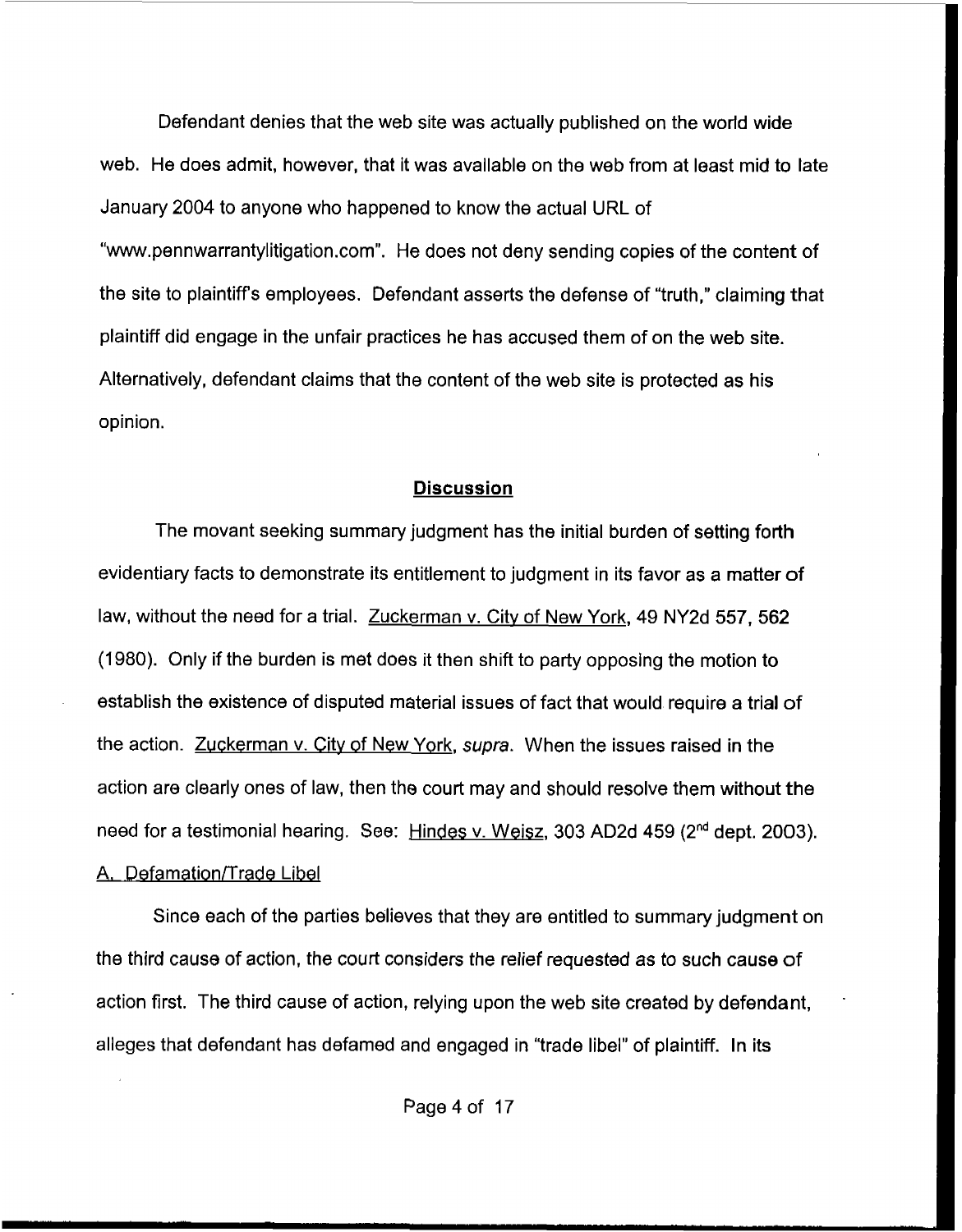Defendant denies that the web site was actually published on the world wide web. He does admit, however, that it was available on the web from at least mid to late January 2004 to anyone who happened to know the actual URL of "www.pennwarrantylitigation.com". He does not deny sending copies of the content of the site to plaintiff's employees. Defendant asserts the defense of "truth," claiming that plaintiff did engage in the unfair practices he has accused them of on the web site. Alternatively, defendant claims that the content of the web site is protected as his opinion.

## Discussion

The movant seeking summary judgment has the initial burden of setting forth evidentiary facts to demonstrate its entitlement to judgment in its favor as a matter of law, without the need for a trial. Zuckerman v. City of New York, 49 NY2d 557, 562 (1980). Only if the burden is met does it then shift to party opposing the motion to establish the existence of disputed material issues of fact that would require a trial of the action. Zuckerman v. City of New York, *supra*. When the issues raised in the action are clearly ones of law, then the court may and should resolve them without the need for a testimonial hearing. See: Hindes v. Weisz, 303 AD2d 459 (2nd dept. 2003).

### A. Defamation/Trade Libel

Since each of the parties believes that they are entitled to summary judgment on the third cause of action, the court considers the relief requested as to such cause of action first. The third cause of action, relying upon the web site created by defendant, alleges that defendant has defamed and engaged in "trade libel" of plaintiff. In its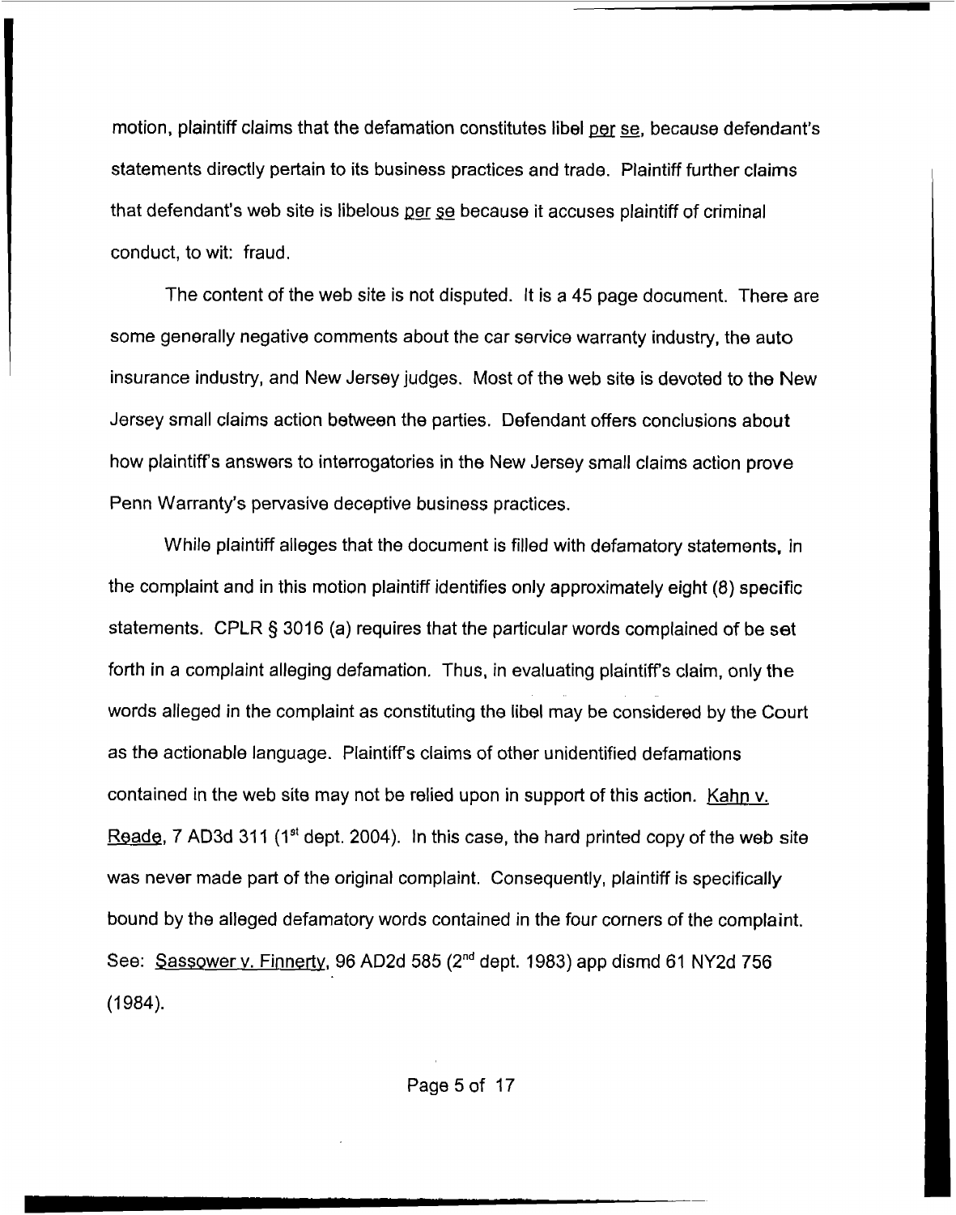motion, plaintiff claims that the defamation constitutes libel per se, because defendant's statements directly pertain to its business practices and trade. Plaintiff further claims that defendant's web site is libelous per se because it accuses plaintiff of criminal conduct, to wit: fraud.

The content of the web site is not disputed. It is a 45 page document. There are some generally negative comments about the car service warranty industry, the auto insurance industry, and New Jersey judges. Most of the web site is devoted to the New Jersey small claims action between the parties. Defendant offers conclusions about how plaintiff's answers to interrogatories in the New Jersey small claims action prove Penn Warranty's pervasive deceptive business practices.

While plaintiff alleges that the document is filled with defamatory statements, in the complaint and in this motion plaintiff identifies only approximately eight (8) specific statements. CPLR § 3016 (a) requires that the particular words complained of be set forth in a complaint alleging defamation. Thus, in evaluating plaintiff's claim, only the words alleged in the complaint as constituting the libel may be considered by the Court as the actionable language. Plaintiff's claims of other unidentified defamations contained in the web site may not be relied upon in support of this action. Kahn v. Reade, 7 AD3d 311 (1st dept. 2004). In this case, the hard printed copy of the web site was never made part of the original complaint. Consequently, plaintiff is specifically bound by the alleged defamatory words contained in the four corners of the complaint. See: Sassower v. Finnerty, 96 AD2d 585 (2nd dept. 1983) app dismd 61 NY2d 756 (1984).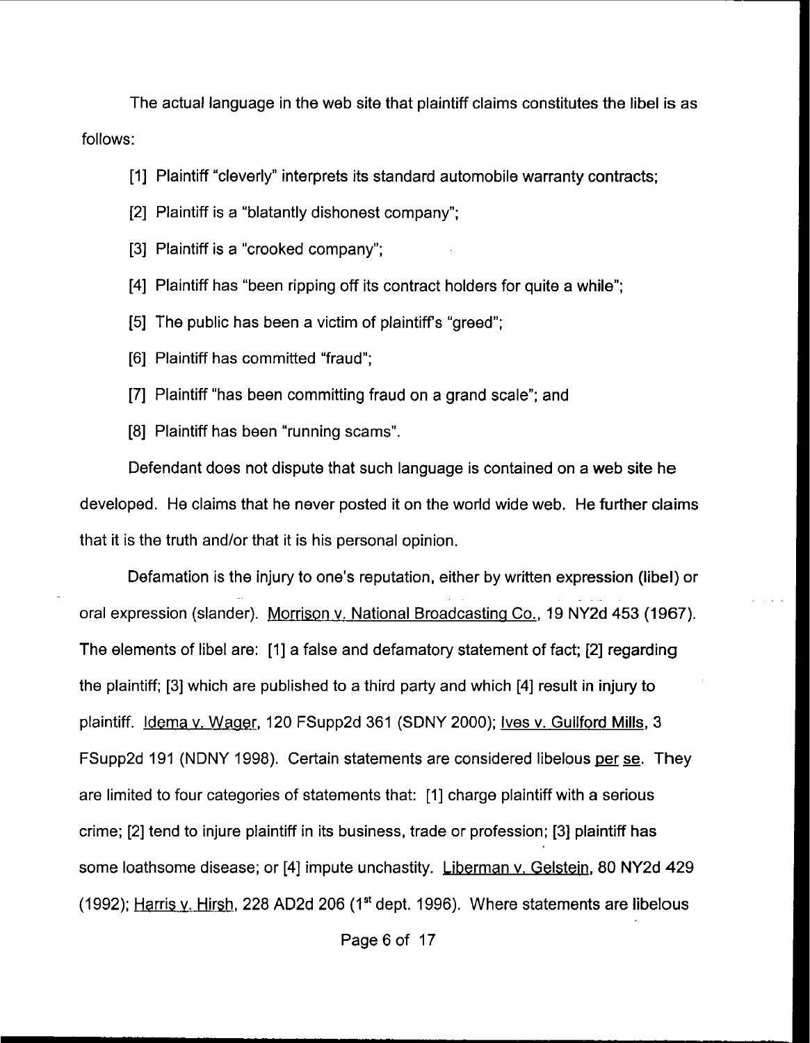The actual language in the web site that plaintiff claims constitutes the libel is as follows:

[1] Plaintiff "cleverly" interprets its standard automobile warranty contracts;

[2] Plaintiff is a "blatantly dishonest company";

[3] Plaintiff is a "crooked company";

[4] Plaintiff has "been ripping off its contract holders for quite a while";

[5] The public has been a victim of plaintiff's "greed";

[6] Plaintiff has committed "fraud";

[7] Plaintiff "has been committing fraud on a grand scale"; and

[8] Plaintiff has been "running scams".

Defendant does not dispute that such language is contained on a web site he developed. He claims that he never posted it on the world wide web. He further claims that it is the truth and/or that it is his personal opinion.

Defamation is the injury to one's reputation, either by written expression (libel) or oral expression (slander). Morrison v. National Broadcasting Co., 19 NY2d 453 (1967). The elements of libel are: [1] a false and defamatory statement of fact; [2] regarding the plaintiff; [3] which are published to a third party and which [4] result in injury to plaintiff. Idema v. Wager, 120 FSupp2d 361 (SDNY 2000); Ives v. Guilford Mills, 3 FSupp2d 191 (NDNY 1998). Certain statements are considered libelous per se. They are limited to four categories of statements that: [1] charge plaintiff with a serious crime; [2] tend to injure plaintiff in its business, trade or profession; [3] plaintiff has some loathsome disease; or [4] impute unchastity. Liberman v. Gelstein, 80 NY2d 429 (1992); Harris v. Hirsh, 228 AD2d 206 (1st dept. 1996). Where statements are libelous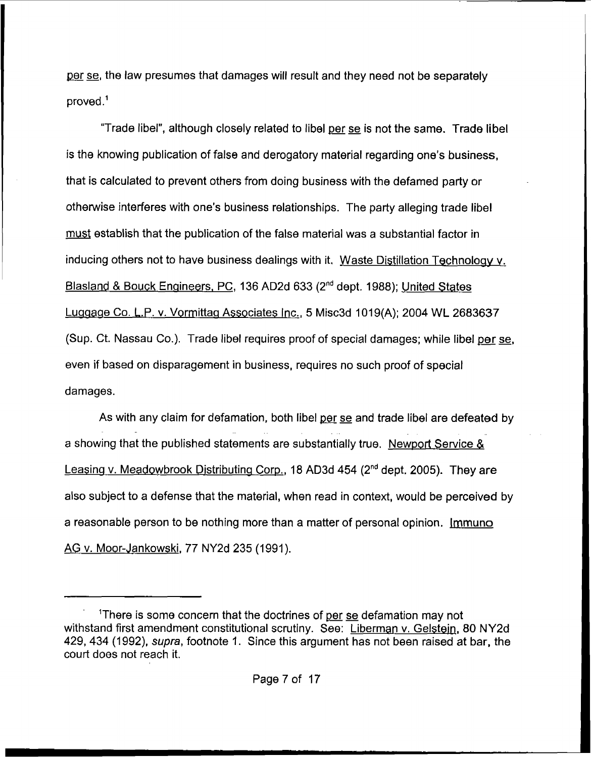per se, the law presumes that damages will result and they need not be separately proved.[1]

"Trade libel", although closely related to libel per se is not the same. Trade libel is the knowing publication of false and derogatory material regarding one's business, that is calculated to prevent others from doing business with the defamed party or otherwise interferes with one's business relationships. The party alleging trade libel must establish that the publication of the false material was a substantial factor in inducing others not to have business dealings with it. Waste Distillation Technology v. Blasland & Bouck Engineers, PC, 136 AD2d 633 (2nd dept. 1988); United States Luggage Co. L.P. v. Vormittag Associates Inc., 5 Misc3d 1019(A); 2004 WL 2683637 (Sup. Ct. Nassau Co.). Trade libel requires proof of special damages; while libel per se, even if based on disparagement in business, requires no such proof of special damages.

As with any claim for defamation, both libel per se and trade libel are defeated by a showing that the published statements are substantially true. Newport Service & Leasing v. Meadowbrook Distributing Corp., 18 AD3d 454 (2nd dept. 2005). They are also subject to a defense that the material, when read in context, would be perceived by a reasonable person to be nothing more than a matter of personal opinion. Immuno AG v. Moor-Jankowski, 77 NY2d 235 (1991).

---

[1] There is some concern that the doctrines of per se defamation may not withstand first amendment constitutional scrutiny. See: Liberman v. Gelstein, 80 NY2d 429, 434 (1992), *supra*, footnote 1. Since this argument has not been raised at bar, the court does not reach it.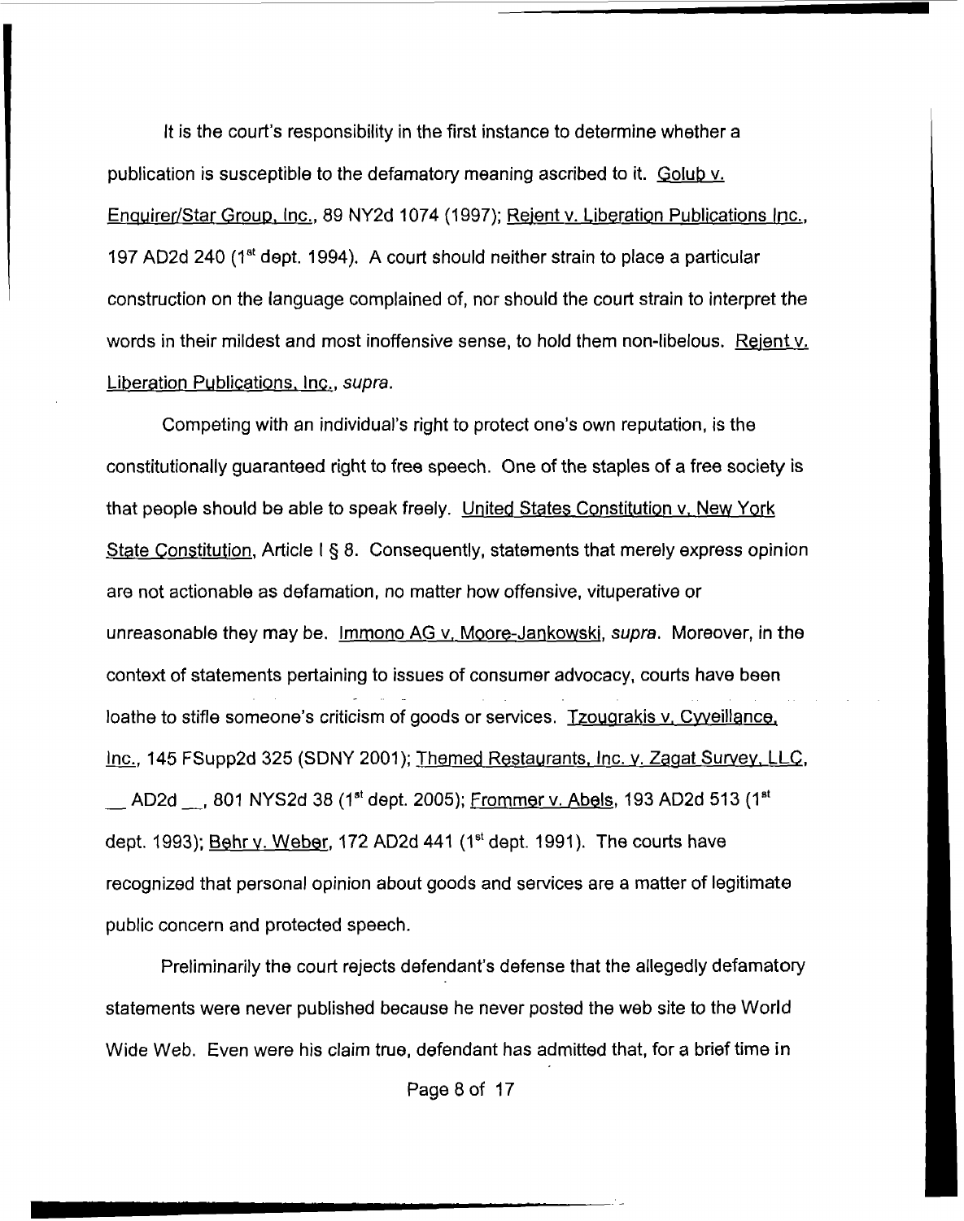It is the court's responsibility in the first instance to determine whether a publication is susceptible to the defamatory meaning ascribed to it. Golub v. Enquirer/Star Group, Inc., 89 NY2d 1074 (1997); Rejent v. Liberation Publications Inc., 197 AD2d 240 (1st dept. 1994). A court should neither strain to place a particular construction on the language complained of, nor should the court strain to interpret the words in their mildest and most inoffensive sense, to hold them non-libelous. Rejent v. Liberation Publications, Inc., *supra*.

Competing with an individual's right to protect one's own reputation, is the constitutionally guaranteed right to free speech. One of the staples of a free society is that people should be able to speak freely. United States Constitution v. New York State Constitution, Article I § 8. Consequently, statements that merely express opinion are not actionable as defamation, no matter how offensive, vituperative or unreasonable they may be. Immono AG v. Moore-Jankowski, *supra*. Moreover, in the context of statements pertaining to issues of consumer advocacy, courts have been loathe to stifle someone's criticism of goods or services. Tzougrakis v. Cyveillance, Inc., 145 FSupp2d 325 (SDNY 2001); Themed Restaurants, Inc. v. Zagat Survey, LLC, __ AD2d __, 801 NYS2d 38 (1st dept. 2005); Frommer v. Abels, 193 AD2d 513 (1st dept. 1993); Behr v. Weber, 172 AD2d 441 (1st dept. 1991). The courts have recognized that personal opinion about goods and services are a matter of legitimate public concern and protected speech.

Preliminarily the court rejects defendant's defense that the allegedly defamatory statements were never published because he never posted the web site to the World Wide Web. Even were his claim true, defendant has admitted that, for a brief time in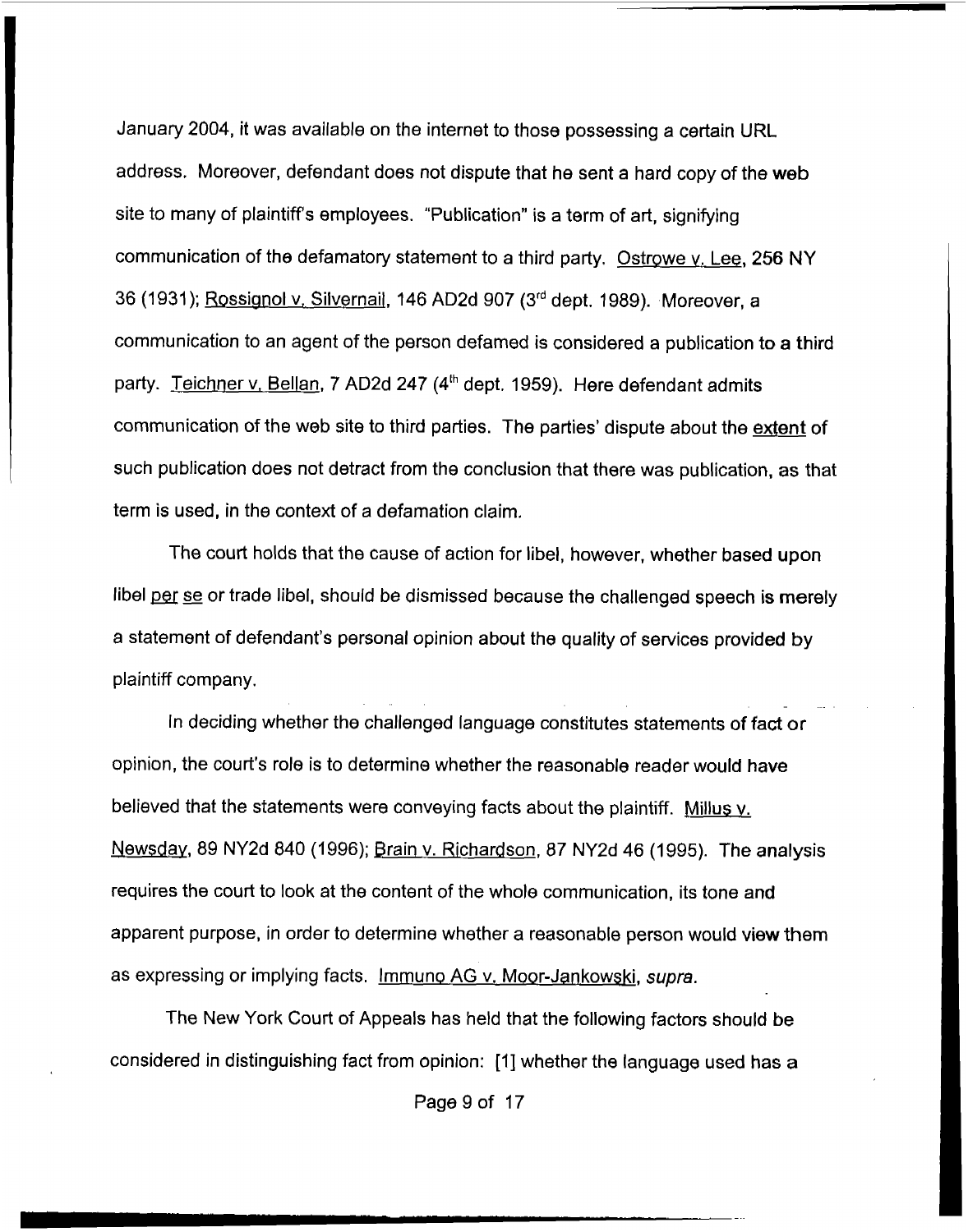January 2004, it was available on the internet to those possessing a certain URL address. Moreover, defendant does not dispute that he sent a hard copy of the web site to many of plaintiff's employees. "Publication" is a term of art, signifying communication of the defamatory statement to a third party. Ostrowe v. Lee, 256 NY 36 (1931); Rossignol v. Silvernail, 146 AD2d 907 (3rd dept. 1989). Moreover, a communication to an agent of the person defamed is considered a publication to a third party. Teichner v. Bellan, 7 AD2d 247 (4th dept. 1959). Here defendant admits communication of the web site to third parties. The parties' dispute about the extent of such publication does not detract from the conclusion that there was publication, as that term is used, in the context of a defamation claim.

The court holds that the cause of action for libel, however, whether based upon libel *per se* or trade libel, should be dismissed because the challenged speech is merely a statement of defendant's personal opinion about the quality of services provided by plaintiff company.

In deciding whether the challenged language constitutes statements of fact or opinion, the court's role is to determine whether the reasonable reader would have believed that the statements were conveying facts about the plaintiff. Millus v. Newsday, 89 NY2d 840 (1996); Brain v. Richardson, 87 NY2d 46 (1995). The analysis requires the court to look at the content of the whole communication, its tone and apparent purpose, in order to determine whether a reasonable person would view them as expressing or implying facts. Immuno AG v. Moor-Jankowski, *supra*.

The New York Court of Appeals has held that the following factors should be considered in distinguishing fact from opinion: [1] whether the language used has a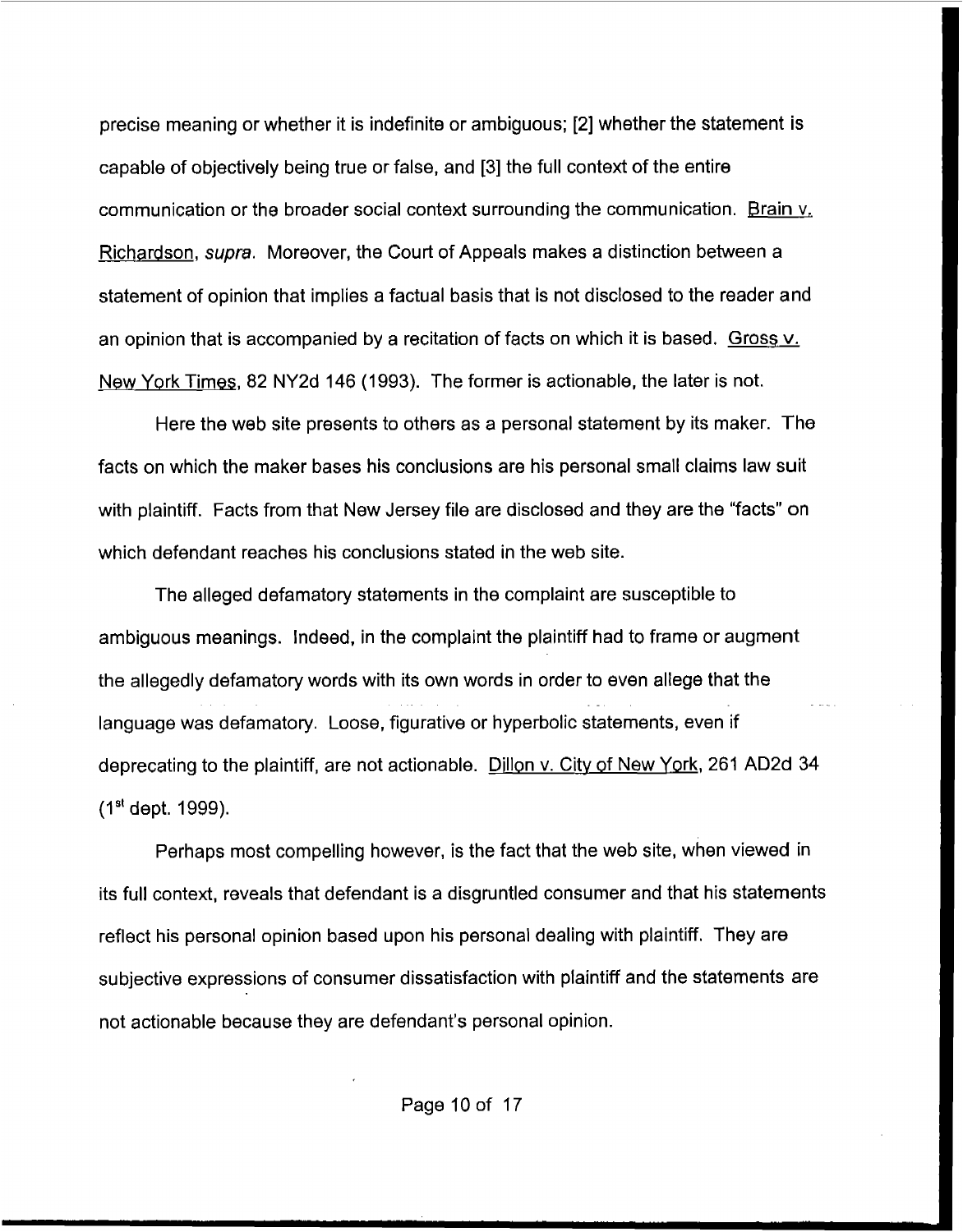precise meaning or whether it is indefinite or ambiguous; [2] whether the statement is capable of objectively being true or false, and [3] the full context of the entire communication or the broader social context surrounding the communication. Brain v. Richardson, *supra*. Moreover, the Court of Appeals makes a distinction between a statement of opinion that implies a factual basis that is not disclosed to the reader and an opinion that is accompanied by a recitation of facts on which it is based. Gross v. New York Times, 82 NY2d 146 (1993). The former is actionable, the later is not.

Here the web site presents to others as a personal statement by its maker. The facts on which the maker bases his conclusions are his personal small claims law suit with plaintiff. Facts from that New Jersey file are disclosed and they are the "facts" on which defendant reaches his conclusions stated in the web site.

The alleged defamatory statements in the complaint are susceptible to ambiguous meanings. Indeed, in the complaint the plaintiff had to frame or augment the allegedly defamatory words with its own words in order to even allege that the language was defamatory. Loose, figurative or hyperbolic statements, even if deprecating to the plaintiff, are not actionable. Dillon v. City of New York, 261 AD2d 34 (1st dept. 1999).

Perhaps most compelling however, is the fact that the web site, when viewed in its full context, reveals that defendant is a disgruntled consumer and that his statements reflect his personal opinion based upon his personal dealing with plaintiff. They are subjective expressions of consumer dissatisfaction with plaintiff and the statements are not actionable because they are defendant's personal opinion.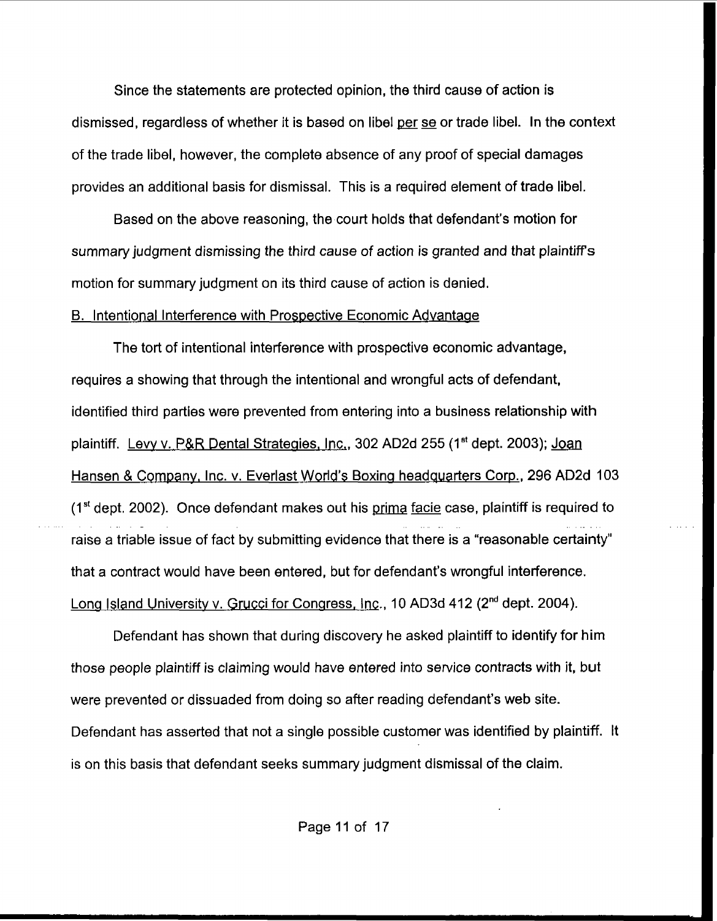Since the statements are protected opinion, the third cause of action is dismissed, regardless of whether it is based on libel _per se_ or trade libel. In the context of the trade libel, however, the complete absence of any proof of special damages provides an additional basis for dismissal. This is a required element of trade libel.

Based on the above reasoning, the court holds that defendant's motion for summary judgment dismissing the third cause of action is granted and that plaintiff's motion for summary judgment on its third cause of action is denied.

B. Intentional Interference with Prospective Economic Advantage

The tort of intentional interference with prospective economic advantage, requires a showing that through the intentional and wrongful acts of defendant, identified third parties were prevented from entering into a business relationship with plaintiff. _Levy v. P&R Dental Strategies, Inc._, 302 AD2d 255 (1st dept. 2003); _Joan Hansen & Company, Inc. v. Everlast World's Boxing headquarters Corp._, 296 AD2d 103 (1st dept. 2002). Once defendant makes out his _prima facie_ case, plaintiff is required to raise a triable issue of fact by submitting evidence that there is a "reasonable certainty" that a contract would have been entered, but for defendant's wrongful interference. _Long Island University v. Grucci for Congress, Inc._, 10 AD3d 412 (2nd dept. 2004).

Defendant has shown that during discovery he asked plaintiff to identify for him those people plaintiff is claiming would have entered into service contracts with it, but were prevented or dissuaded from doing so after reading defendant's web site. Defendant has asserted that not a single possible customer was identified by plaintiff. It is on this basis that defendant seeks summary judgment dismissal of the claim.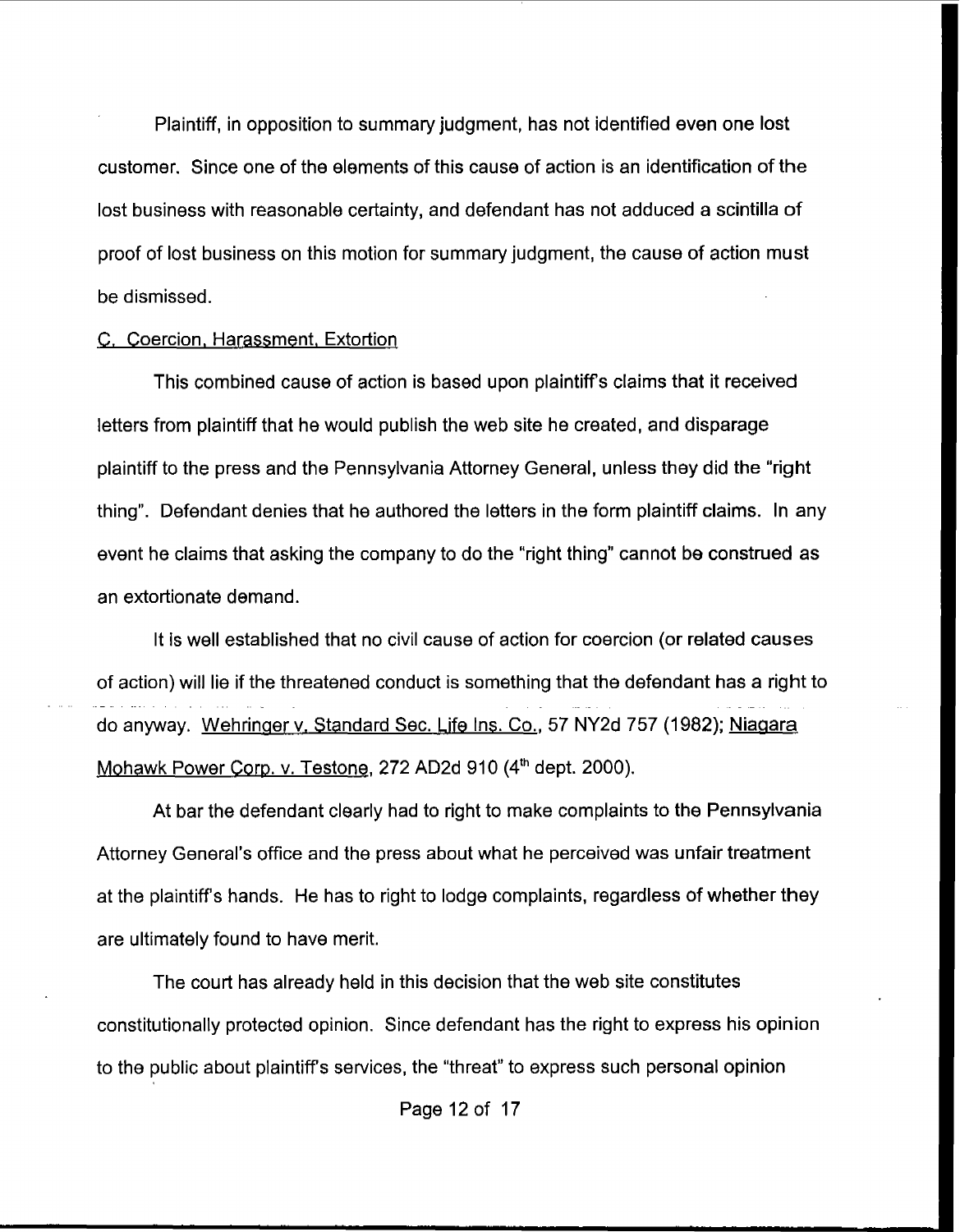Plaintiff, in opposition to summary judgment, has not identified even one lost customer. Since one of the elements of this cause of action is an identification of the lost business with reasonable certainty, and defendant has not adduced a scintilla of proof of lost business on this motion for summary judgment, the cause of action must be dismissed.

C. Coercion, Harassment, Extortion

This combined cause of action is based upon plaintiff's claims that it received letters from plaintiff that he would publish the web site he created, and disparage plaintiff to the press and the Pennsylvania Attorney General, unless they did the "right thing". Defendant denies that he authored the letters in the form plaintiff claims. In any event he claims that asking the company to do the "right thing" cannot be construed as an extortionate demand.

It is well established that no civil cause of action for coercion (or related causes of action) will lie if the threatened conduct is something that the defendant has a right to do anyway. Wehringer v. Standard Sec. Life Ins. Co., 57 NY2d 757 (1982); Niagara Mohawk Power Corp. v. Testone, 272 AD2d 910 (4th dept. 2000).

At bar the defendant clearly had to right to make complaints to the Pennsylvania Attorney General's office and the press about what he perceived was unfair treatment at the plaintiff's hands. He has to right to lodge complaints, regardless of whether they are ultimately found to have merit.

The court has already held in this decision that the web site constitutes constitutionally protected opinion. Since defendant has the right to express his opinion to the public about plaintiff's services, the "threat" to express such personal opinion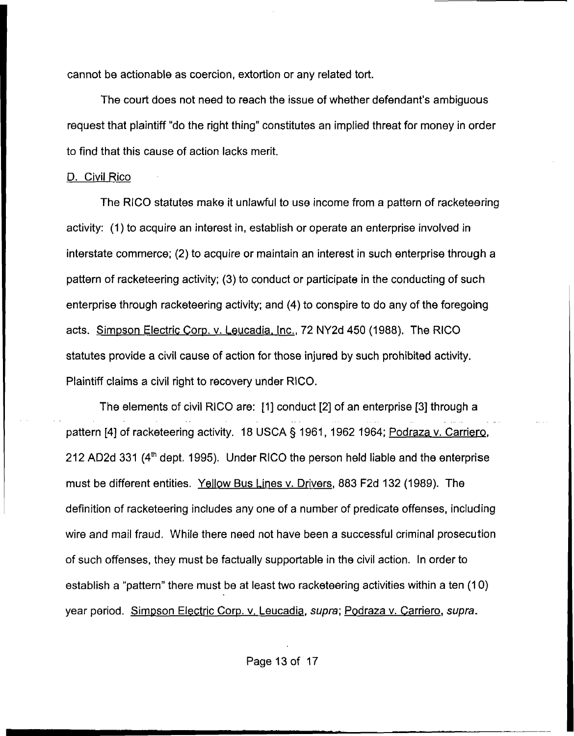cannot be actionable as coercion, extortion or any related tort.

The court does not need to reach the issue of whether defendant's ambiguous request that plaintiff "do the right thing" constitutes an implied threat for money in order to find that this cause of action lacks merit.

D. Civil Rico

The RICO statutes make it unlawful to use income from a pattern of racketeering activity: (1) to acquire an interest in, establish or operate an enterprise involved in interstate commerce; (2) to acquire or maintain an interest in such enterprise through a pattern of racketeering activity; (3) to conduct or participate in the conducting of such enterprise through racketeering activity; and (4) to conspire to do any of the foregoing acts. Simpson Electric Corp. v. Leucadia, Inc., 72 NY2d 450 (1988). The RICO statutes provide a civil cause of action for those injured by such prohibited activity. Plaintiff claims a civil right to recovery under RICO.

The elements of civil RICO are: [1] conduct [2] of an enterprise [3] through a pattern [4] of racketeering activity. 18 USCA § 1961, 1962 1964; Podraza v. Carriero, 212 AD2d 331 (4th dept. 1995). Under RICO the person held liable and the enterprise must be different entities. Yellow Bus Lines v. Drivers, 883 F2d 132 (1989). The definition of racketeering includes any one of a number of predicate offenses, including wire and mail fraud. While there need not have been a successful criminal prosecution of such offenses, they must be factually supportable in the civil action. In order to establish a "pattern" there must be at least two racketeering activities within a ten (10) year period. Simpson Electric Corp. v. Leucadia, *supra*; Podraza v. Carriero, *supra*.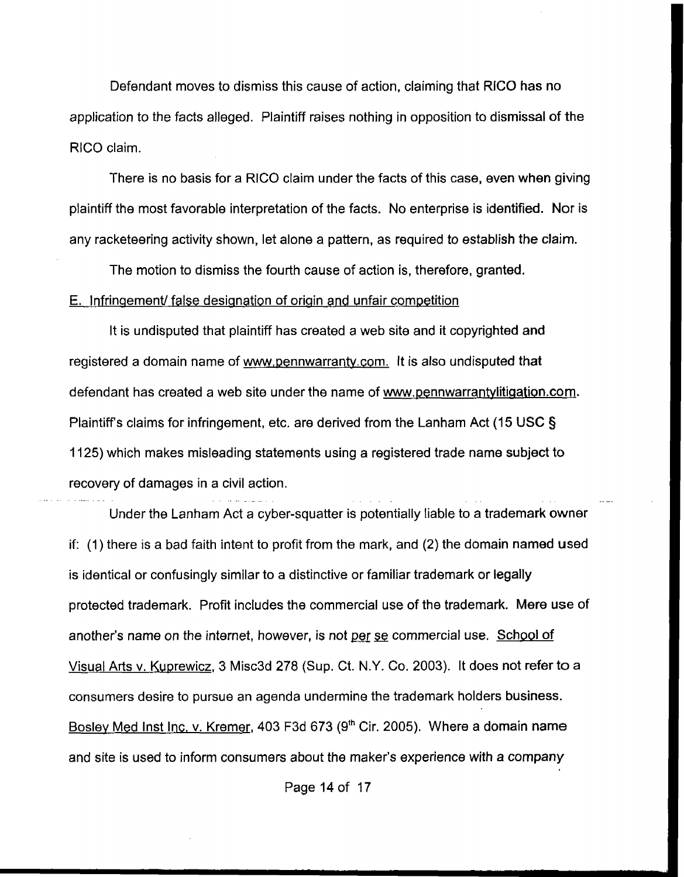Defendant moves to dismiss this cause of action, claiming that RICO has no application to the facts alleged. Plaintiff raises nothing in opposition to dismissal of the RICO claim.

There is no basis for a RICO claim under the facts of this case, even when giving plaintiff the most favorable interpretation of the facts. No enterprise is identified. Nor is any racketeering activity shown, let alone a pattern, as required to establish the claim.

The motion to dismiss the fourth cause of action is, therefore, granted.

E. <u>Infringement/ false designation of origin and unfair competition</u>

It is undisputed that plaintiff has created a web site and it copyrighted and registered a domain name of <u>www.pennwarranty.com.</u> It is also undisputed that defendant has created a web site under the name of <u>www.pennwarrantylitigation.com</u>. Plaintiff's claims for infringement, etc. are derived from the Lanham Act (15 USC § 1125) which makes misleading statements using a registered trade name subject to recovery of damages in a civil action.

Under the Lanham Act a cyber-squatter is potentially liable to a trademark owner if: (1) there is a bad faith intent to profit from the mark, and (2) the domain named used is identical or confusingly similar to a distinctive or familiar trademark or legally protected trademark. Profit includes the commercial use of the trademark. Mere use of another's name on the internet, however, is not <u>per se</u> commercial use. <u>School of Visual Arts v. Kuprewicz</u>, 3 Misc3d 278 (Sup. Ct. N.Y. Co. 2003). It does not refer to a consumers desire to pursue an agenda undermine the trademark holders business. <u>Bosley Med Inst Inc. v. Kremer</u>, 403 F3d 673 (9th Cir. 2005). Where a domain name and site is used to inform consumers about the maker's experience with a company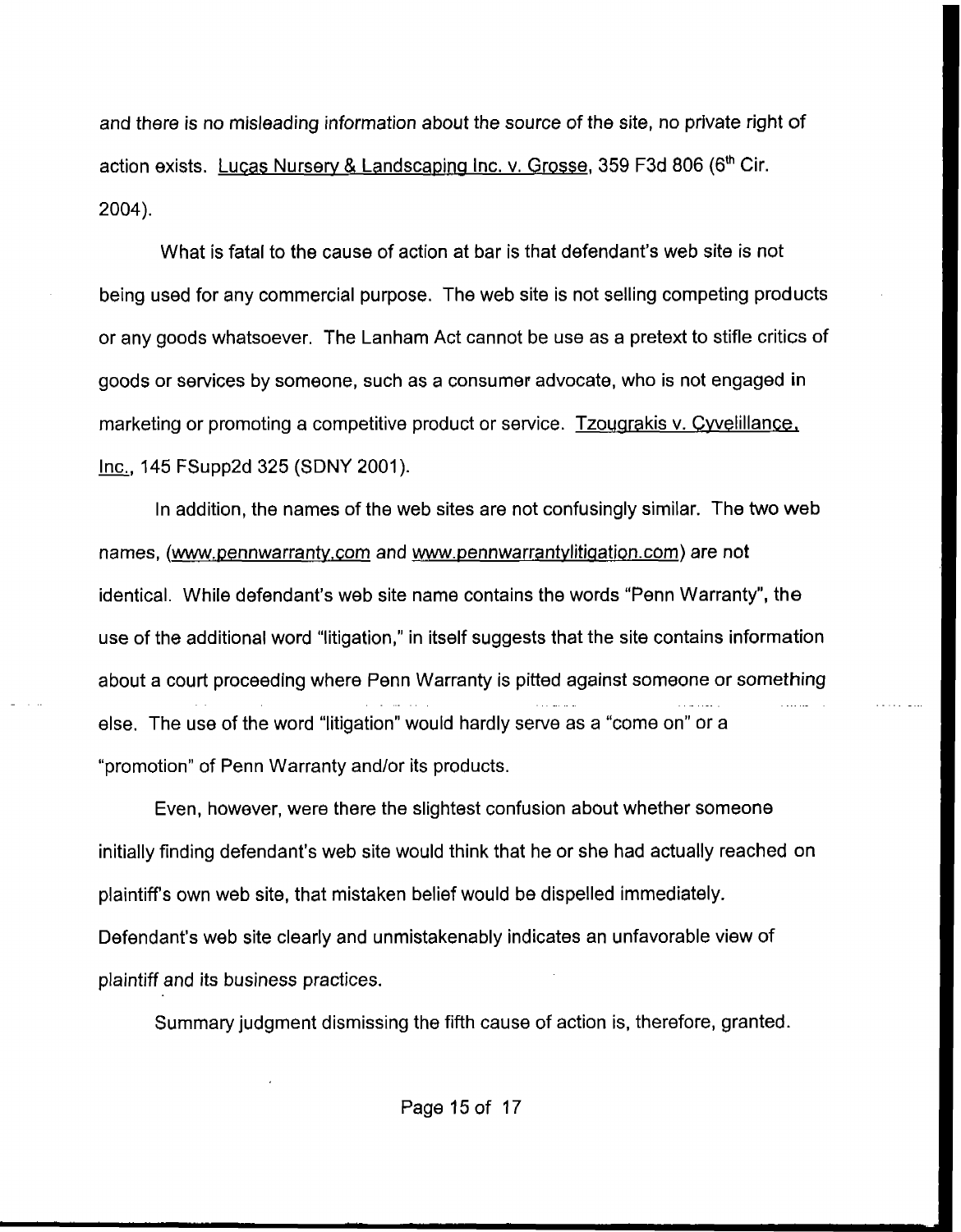and there is no misleading information about the source of the site, no private right of action exists. Lucas Nursery & Landscaping Inc. v. Grosse, 359 F3d 806 (6th Cir. 2004).

What is fatal to the cause of action at bar is that defendant's web site is not being used for any commercial purpose. The web site is not selling competing products or any goods whatsoever. The Lanham Act cannot be use as a pretext to stifle critics of goods or services by someone, such as a consumer advocate, who is not engaged in marketing or promoting a competitive product or service. Tzougrakis v. Cyvelillance, Inc., 145 FSupp2d 325 (SDNY 2001).

In addition, the names of the web sites are not confusingly similar. The two web names, (www.pennwarranty.com and www.pennwarrantylitigation.com) are not identical. While defendant's web site name contains the words "Penn Warranty", the use of the additional word "litigation," in itself suggests that the site contains information about a court proceeding where Penn Warranty is pitted against someone or something else. The use of the word "litigation" would hardly serve as a "come on" or a "promotion" of Penn Warranty and/or its products.

Even, however, were there the slightest confusion about whether someone initially finding defendant's web site would think that he or she had actually reached on plaintiff's own web site, that mistaken belief would be dispelled immediately. Defendant's web site clearly and unmistakenably indicates an unfavorable view of plaintiff and its business practices.

Summary judgment dismissing the fifth cause of action is, therefore, granted.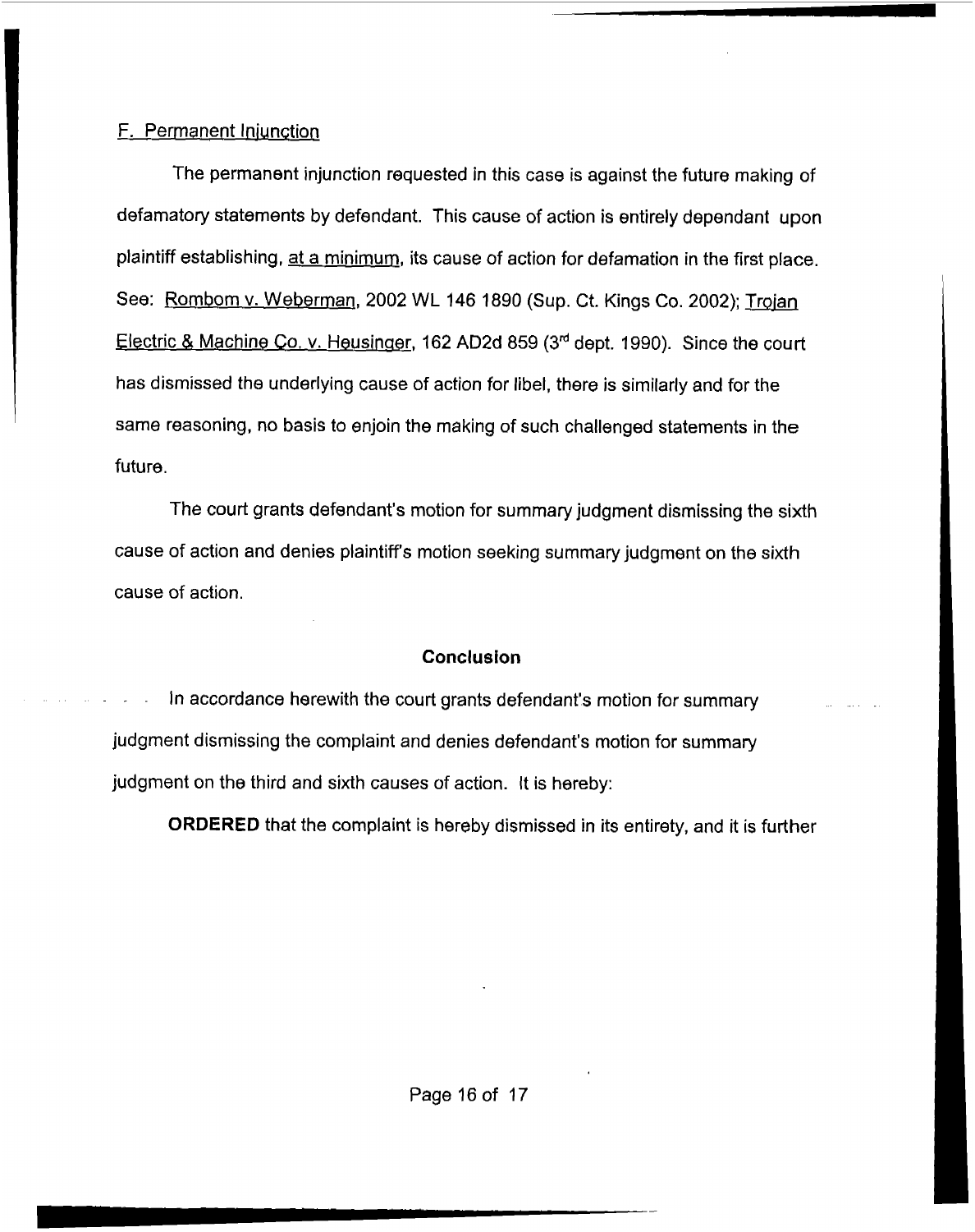F. Permanent Injunction

The permanent injunction requested in this case is against the future making of defamatory statements by defendant. This cause of action is entirely dependant upon plaintiff establishing, at a minimum, its cause of action for defamation in the first place. See: Rombom v. Weberman, 2002 WL 146 1890 (Sup. Ct. Kings Co. 2002); Trojan Electric & Machine Co. v. Heusinger, 162 AD2d 859 (3rd dept. 1990). Since the court has dismissed the underlying cause of action for libel, there is similarly and for the same reasoning, no basis to enjoin the making of such challenged statements in the future.

The court grants defendant's motion for summary judgment dismissing the sixth cause of action and denies plaintiff's motion seeking summary judgment on the sixth cause of action.

**Conclusion**

In accordance herewith the court grants defendant's motion for summary judgment dismissing the complaint and denies defendant's motion for summary judgment on the third and sixth causes of action. It is hereby:

**ORDERED** that the complaint is hereby dismissed in its entirety, and it is further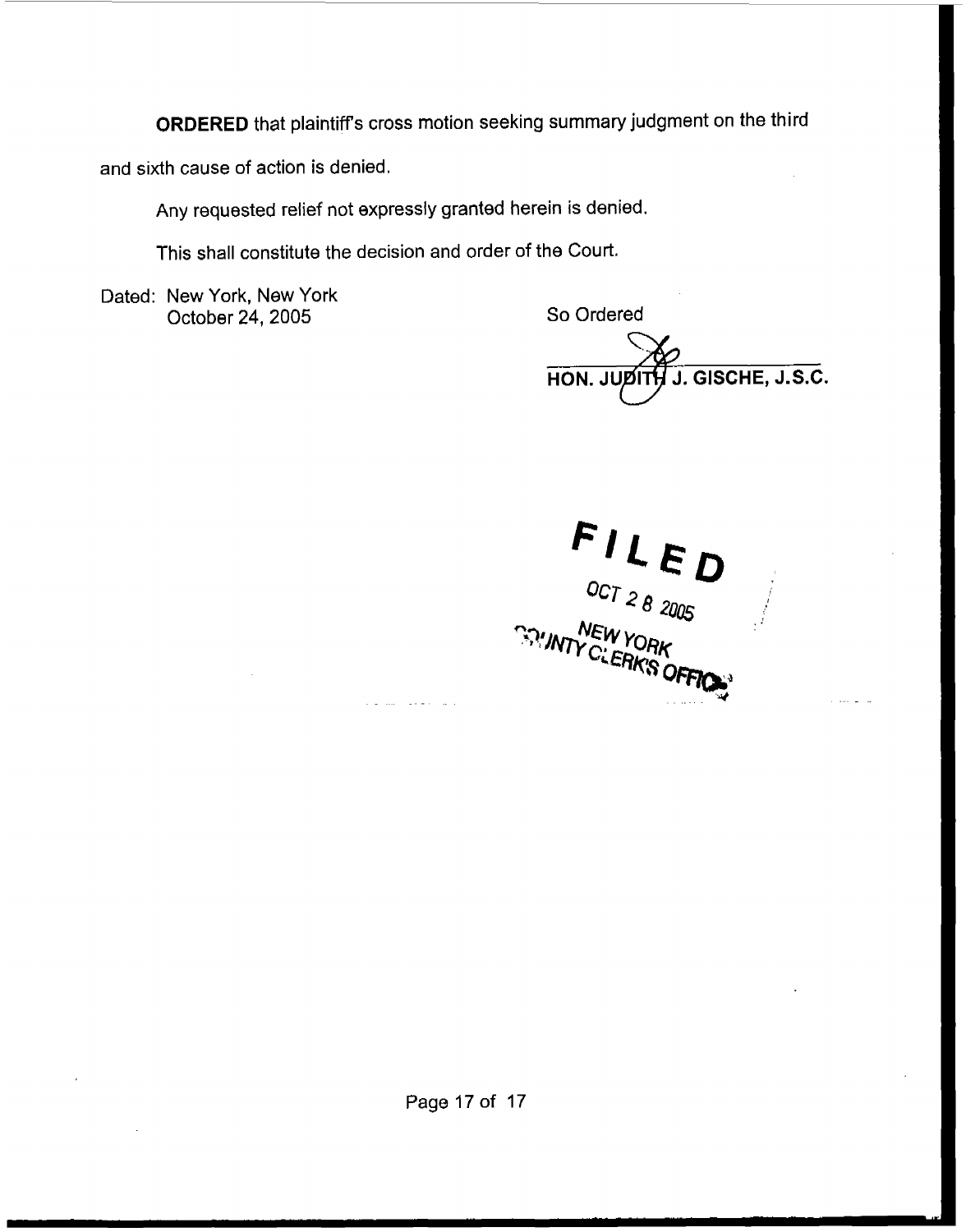**ORDERED** that plaintiff's cross motion seeking summary judgment on the third and sixth cause of action is denied.

Any requested relief not expressly granted herein is denied.

This shall constitute the decision and order of the Court.

Dated: New York, New York
October 24, 2005

So Ordered

HON. JUDITH J. GISCHE, J.S.C.

FILED
OCT 28 2005
NEW YORK
COUNTY CLERK'S OFFICE